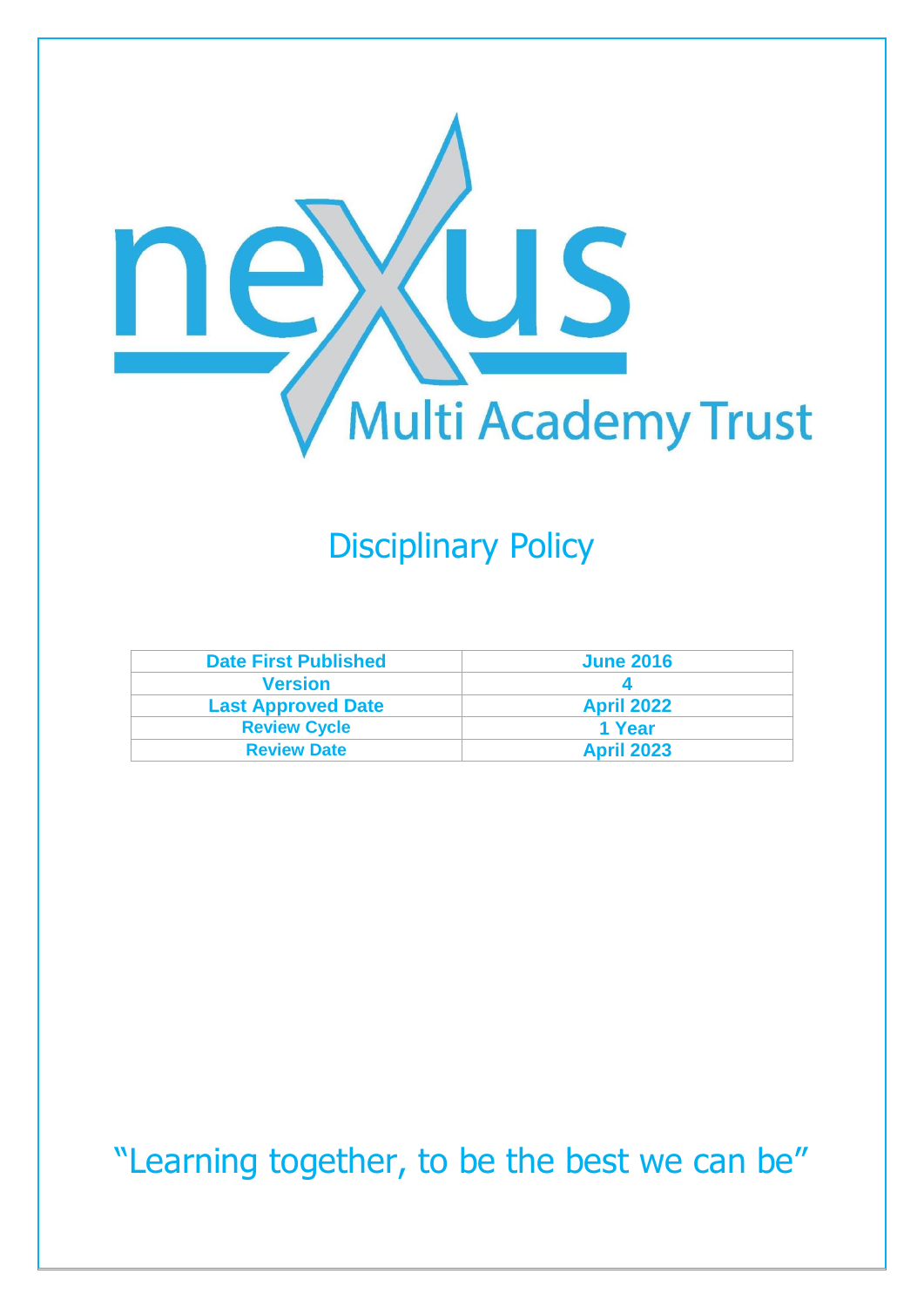nexus Multi Academy Trust

# Disciplinary Policy

| Date First Published | June 2016 |
| --- | --- |
| Version | 4 |
| Last Approved Date | April 2022 |
| Review Cycle | 1 Year |
| Review Date | April 2023 |

"Learning together, to be the best we can be"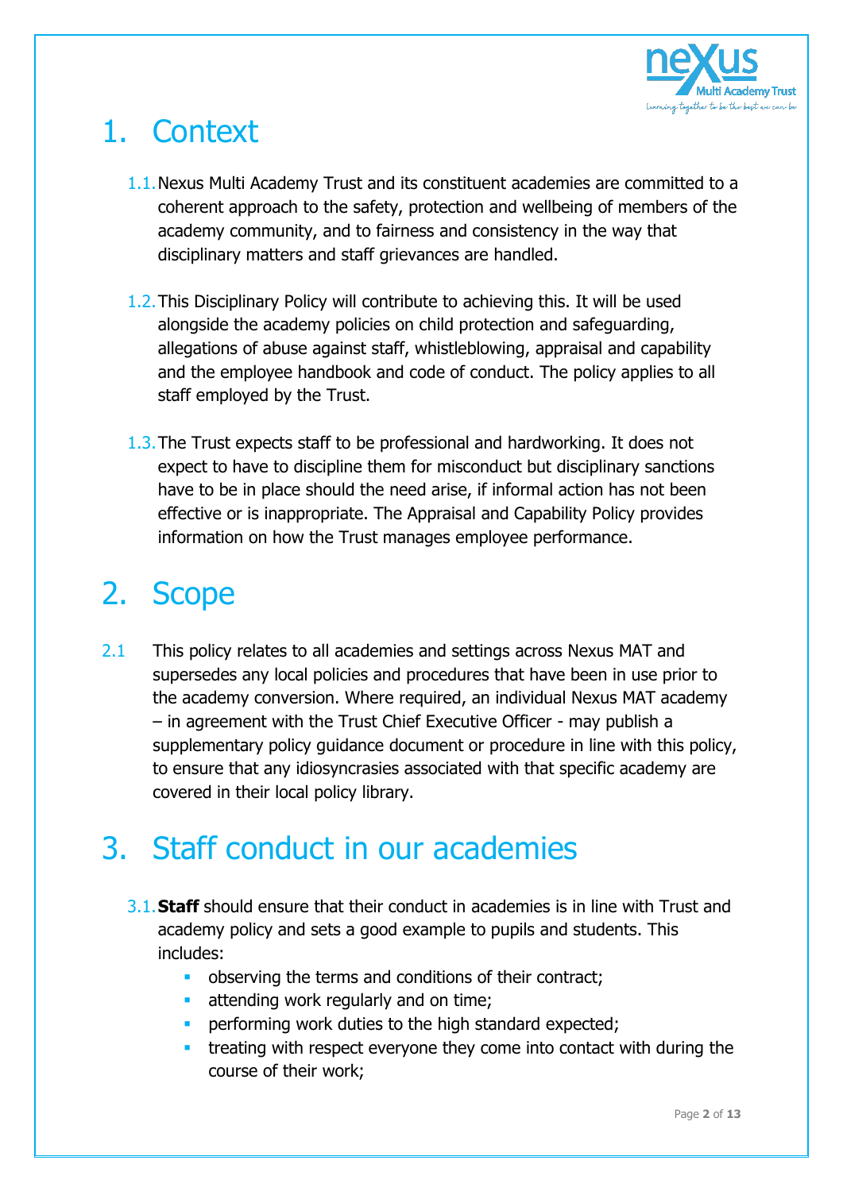# 1. Context

1.1. Nexus Multi Academy Trust and its constituent academies are committed to a coherent approach to the safety, protection and wellbeing of members of the academy community, and to fairness and consistency in the way that disciplinary matters and staff grievances are handled.

1.2. This Disciplinary Policy will contribute to achieving this. It will be used alongside the academy policies on child protection and safeguarding, allegations of abuse against staff, whistleblowing, appraisal and capability and the employee handbook and code of conduct. The policy applies to all staff employed by the Trust.

1.3. The Trust expects staff to be professional and hardworking. It does not expect to have to discipline them for misconduct but disciplinary sanctions have to be in place should the need arise, if informal action has not been effective or is inappropriate. The Appraisal and Capability Policy provides information on how the Trust manages employee performance.

# 2. Scope

2.1 This policy relates to all academies and settings across Nexus MAT and supersedes any local policies and procedures that have been in use prior to the academy conversion. Where required, an individual Nexus MAT academy – in agreement with the Trust Chief Executive Officer - may publish a supplementary policy guidance document or procedure in line with this policy, to ensure that any idiosyncrasies associated with that specific academy are covered in their local policy library.

# 3. Staff conduct in our academies

3.1. **Staff** should ensure that their conduct in academies is in line with Trust and academy policy and sets a good example to pupils and students. This includes:

- observing the terms and conditions of their contract;
- attending work regularly and on time;
- performing work duties to the high standard expected;
- treating with respect everyone they come into contact with during the course of their work;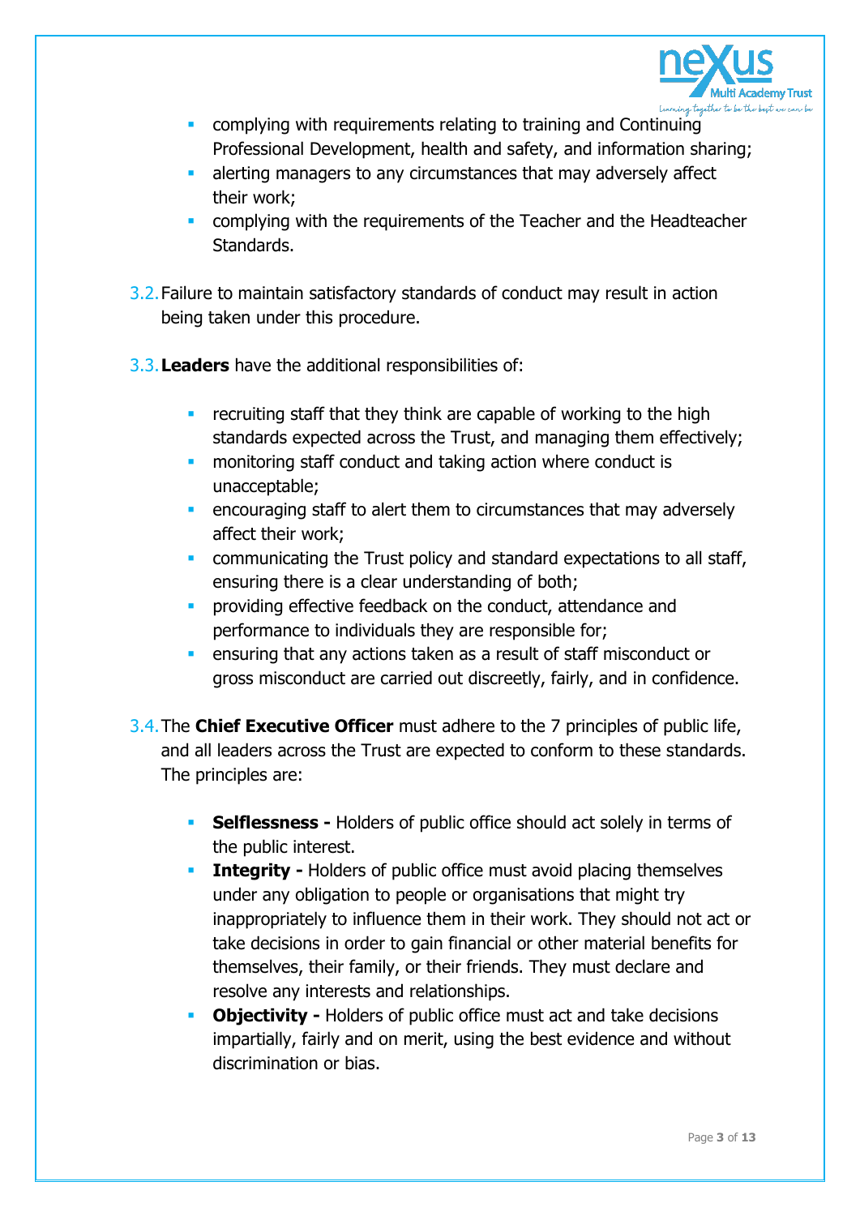- complying with requirements relating to training and Continuing Professional Development, health and safety, and information sharing;
- alerting managers to any circumstances that may adversely affect their work;
- complying with the requirements of the Teacher and the Headteacher Standards.

3.2. Failure to maintain satisfactory standards of conduct may result in action being taken under this procedure.

3.3. **Leaders** have the additional responsibilities of:

- recruiting staff that they think are capable of working to the high standards expected across the Trust, and managing them effectively;
- monitoring staff conduct and taking action where conduct is unacceptable;
- encouraging staff to alert them to circumstances that may adversely affect their work;
- communicating the Trust policy and standard expectations to all staff, ensuring there is a clear understanding of both;
- providing effective feedback on the conduct, attendance and performance to individuals they are responsible for;
- ensuring that any actions taken as a result of staff misconduct or gross misconduct are carried out discreetly, fairly, and in confidence.

3.4. The **Chief Executive Officer** must adhere to the 7 principles of public life, and all leaders across the Trust are expected to conform to these standards. The principles are:

- **Selflessness -** Holders of public office should act solely in terms of the public interest.
- **Integrity -** Holders of public office must avoid placing themselves under any obligation to people or organisations that might try inappropriately to influence them in their work. They should not act or take decisions in order to gain financial or other material benefits for themselves, their family, or their friends. They must declare and resolve any interests and relationships.
- **Objectivity -** Holders of public office must act and take decisions impartially, fairly and on merit, using the best evidence and without discrimination or bias.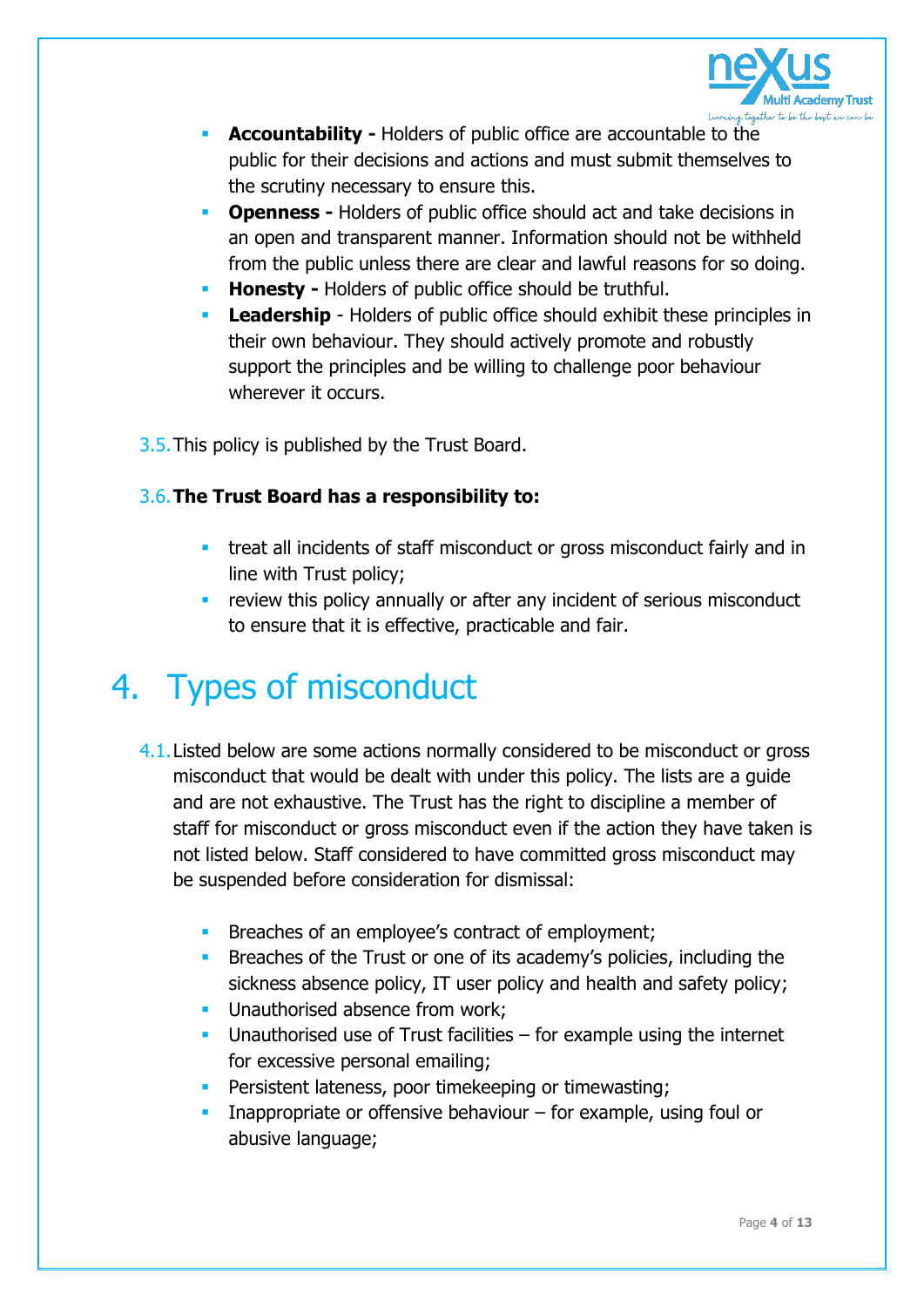- **Accountability -** Holders of public office are accountable to the public for their decisions and actions and must submit themselves to the scrutiny necessary to ensure this.
- **Openness -** Holders of public office should act and take decisions in an open and transparent manner. Information should not be withheld from the public unless there are clear and lawful reasons for so doing.
- **Honesty -** Holders of public office should be truthful.
- **Leadership** - Holders of public office should exhibit these principles in their own behaviour. They should actively promote and robustly support the principles and be willing to challenge poor behaviour wherever it occurs.

3.5. This policy is published by the Trust Board.

3.6. **The Trust Board has a responsibility to:**

- treat all incidents of staff misconduct or gross misconduct fairly and in line with Trust policy;
- review this policy annually or after any incident of serious misconduct to ensure that it is effective, practicable and fair.

# 4. Types of misconduct

4.1. Listed below are some actions normally considered to be misconduct or gross misconduct that would be dealt with under this policy. The lists are a guide and are not exhaustive. The Trust has the right to discipline a member of staff for misconduct or gross misconduct even if the action they have taken is not listed below. Staff considered to have committed gross misconduct may be suspended before consideration for dismissal:

- Breaches of an employee's contract of employment;
- Breaches of the Trust or one of its academy's policies, including the sickness absence policy, IT user policy and health and safety policy;
- Unauthorised absence from work;
- Unauthorised use of Trust facilities – for example using the internet for excessive personal emailing;
- Persistent lateness, poor timekeeping or timewasting;
- Inappropriate or offensive behaviour – for example, using foul or abusive language;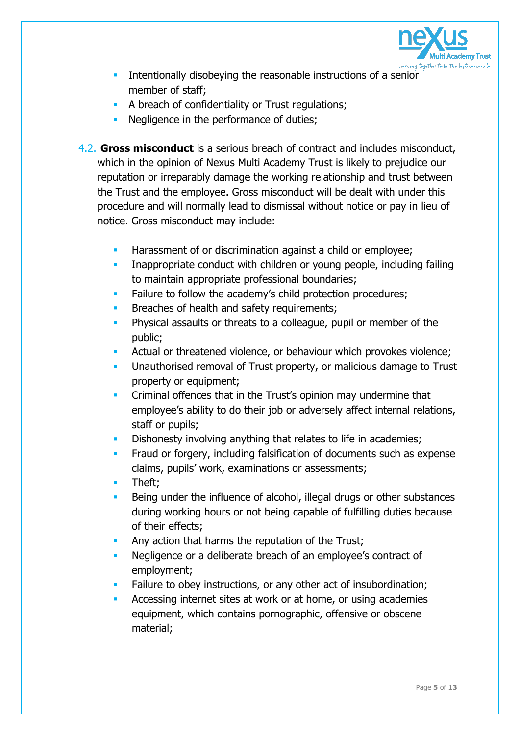- Intentionally disobeying the reasonable instructions of a senior member of staff;
- A breach of confidentiality or Trust regulations;
- Negligence in the performance of duties;

4.2. **Gross misconduct** is a serious breach of contract and includes misconduct, which in the opinion of Nexus Multi Academy Trust is likely to prejudice our reputation or irreparably damage the working relationship and trust between the Trust and the employee. Gross misconduct will be dealt with under this procedure and will normally lead to dismissal without notice or pay in lieu of notice. Gross misconduct may include:

- Harassment of or discrimination against a child or employee;
- Inappropriate conduct with children or young people, including failing to maintain appropriate professional boundaries;
- Failure to follow the academy's child protection procedures;
- Breaches of health and safety requirements;
- Physical assaults or threats to a colleague, pupil or member of the public;
- Actual or threatened violence, or behaviour which provokes violence;
- Unauthorised removal of Trust property, or malicious damage to Trust property or equipment;
- Criminal offences that in the Trust's opinion may undermine that employee's ability to do their job or adversely affect internal relations, staff or pupils;
- Dishonesty involving anything that relates to life in academies;
- Fraud or forgery, including falsification of documents such as expense claims, pupils' work, examinations or assessments;
- Theft;
- Being under the influence of alcohol, illegal drugs or other substances during working hours or not being capable of fulfilling duties because of their effects;
- Any action that harms the reputation of the Trust;
- Negligence or a deliberate breach of an employee's contract of employment;
- Failure to obey instructions, or any other act of insubordination;
- Accessing internet sites at work or at home, or using academies equipment, which contains pornographic, offensive or obscene material;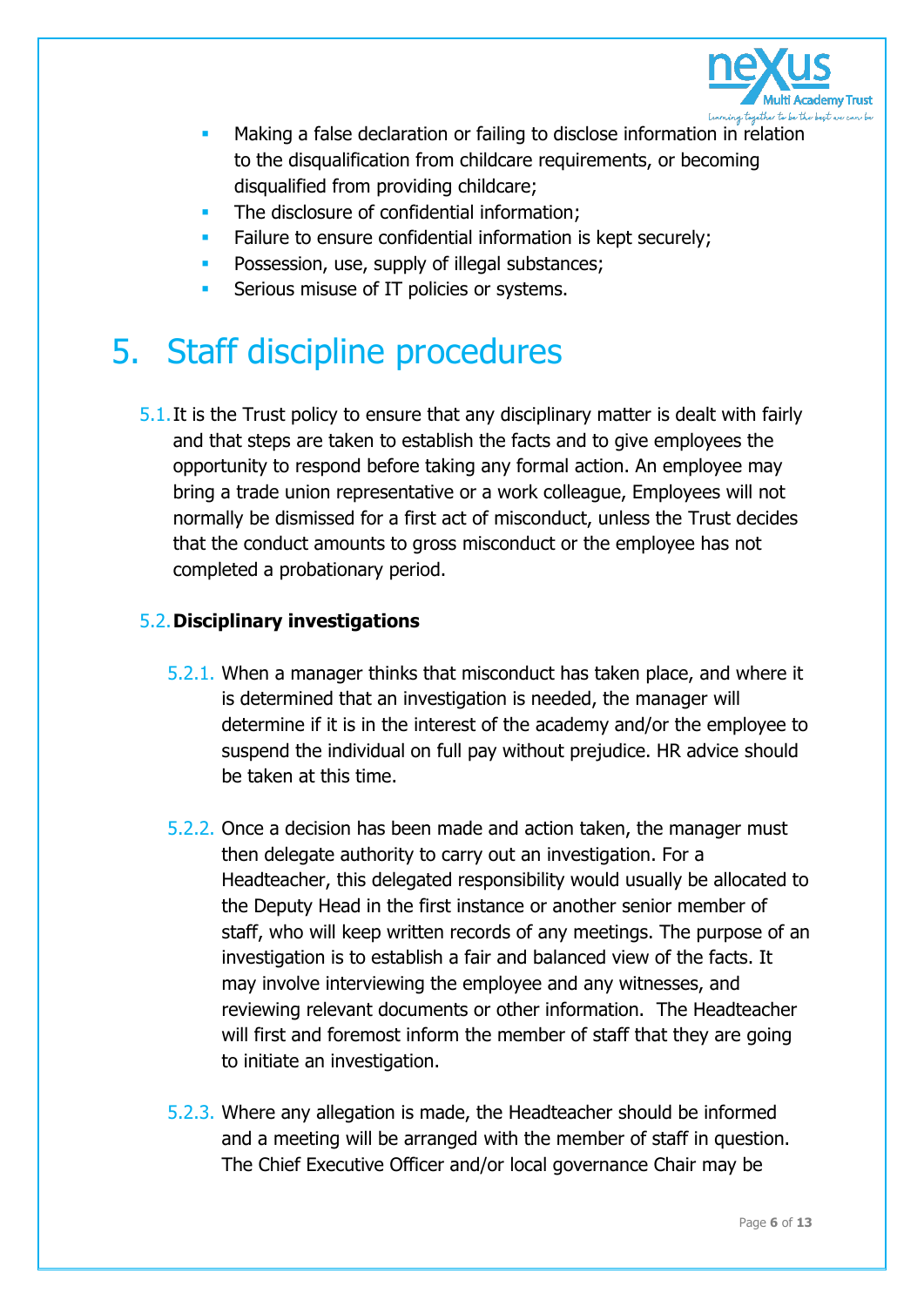- Making a false declaration or failing to disclose information in relation to the disqualification from childcare requirements, or becoming disqualified from providing childcare;
- The disclosure of confidential information;
- Failure to ensure confidential information is kept securely;
- Possession, use, supply of illegal substances;
- Serious misuse of IT policies or systems.

# 5. Staff discipline procedures

5.1. It is the Trust policy to ensure that any disciplinary matter is dealt with fairly and that steps are taken to establish the facts and to give employees the opportunity to respond before taking any formal action. An employee may bring a trade union representative or a work colleague, Employees will not normally be dismissed for a first act of misconduct, unless the Trust decides that the conduct amounts to gross misconduct or the employee has not completed a probationary period.

5.2. **Disciplinary investigations**

5.2.1. When a manager thinks that misconduct has taken place, and where it is determined that an investigation is needed, the manager will determine if it is in the interest of the academy and/or the employee to suspend the individual on full pay without prejudice. HR advice should be taken at this time.

5.2.2. Once a decision has been made and action taken, the manager must then delegate authority to carry out an investigation. For a Headteacher, this delegated responsibility would usually be allocated to the Deputy Head in the first instance or another senior member of staff, who will keep written records of any meetings. The purpose of an investigation is to establish a fair and balanced view of the facts. It may involve interviewing the employee and any witnesses, and reviewing relevant documents or other information. The Headteacher will first and foremost inform the member of staff that they are going to initiate an investigation.

5.2.3. Where any allegation is made, the Headteacher should be informed and a meeting will be arranged with the member of staff in question. The Chief Executive Officer and/or local governance Chair may be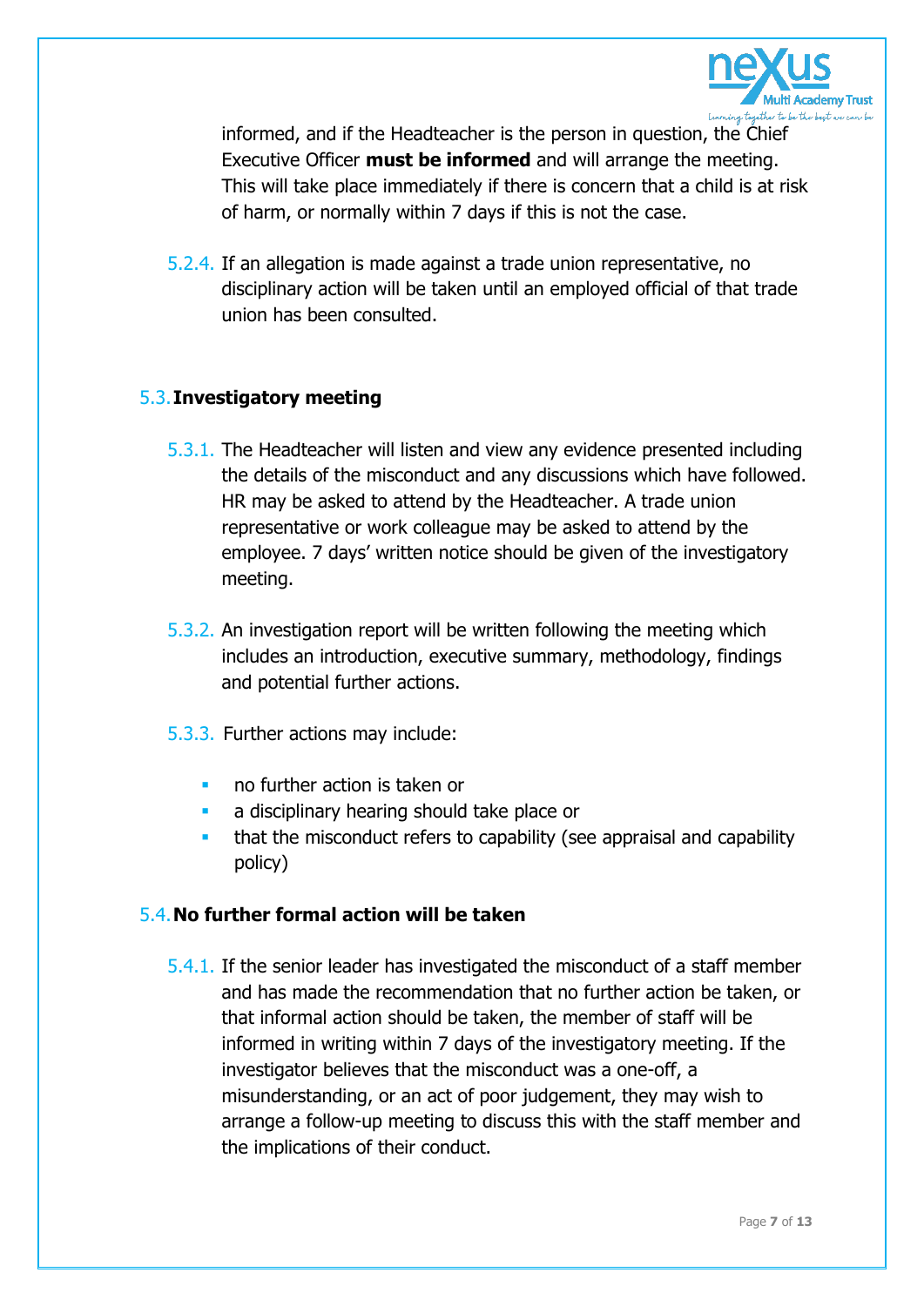informed, and if the Headteacher is the person in question, the Chief Executive Officer **must be informed** and will arrange the meeting. This will take place immediately if there is concern that a child is at risk of harm, or normally within 7 days if this is not the case.

5.2.4. If an allegation is made against a trade union representative, no disciplinary action will be taken until an employed official of that trade union has been consulted.

### 5.3. Investigatory meeting

5.3.1. The Headteacher will listen and view any evidence presented including the details of the misconduct and any discussions which have followed. HR may be asked to attend by the Headteacher. A trade union representative or work colleague may be asked to attend by the employee. 7 days' written notice should be given of the investigatory meeting.

5.3.2. An investigation report will be written following the meeting which includes an introduction, executive summary, methodology, findings and potential further actions.

5.3.3. Further actions may include:

- no further action is taken or
- a disciplinary hearing should take place or
- that the misconduct refers to capability (see appraisal and capability policy)

### 5.4. No further formal action will be taken

5.4.1. If the senior leader has investigated the misconduct of a staff member and has made the recommendation that no further action be taken, or that informal action should be taken, the member of staff will be informed in writing within 7 days of the investigatory meeting. If the investigator believes that the misconduct was a one-off, a misunderstanding, or an act of poor judgement, they may wish to arrange a follow-up meeting to discuss this with the staff member and the implications of their conduct.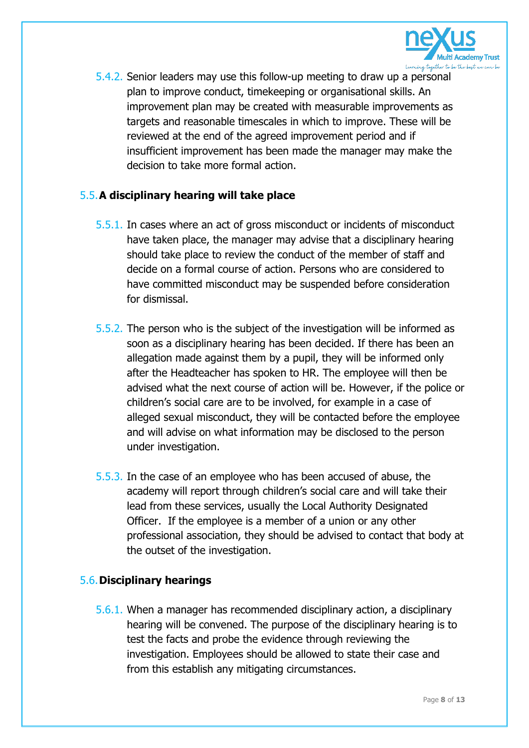5.4.2. Senior leaders may use this follow-up meeting to draw up a personal plan to improve conduct, timekeeping or organisational skills. An improvement plan may be created with measurable improvements as targets and reasonable timescales in which to improve. These will be reviewed at the end of the agreed improvement period and if insufficient improvement has been made the manager may make the decision to take more formal action.

### 5.5. A disciplinary hearing will take place

5.5.1. In cases where an act of gross misconduct or incidents of misconduct have taken place, the manager may advise that a disciplinary hearing should take place to review the conduct of the member of staff and decide on a formal course of action. Persons who are considered to have committed misconduct may be suspended before consideration for dismissal.

5.5.2. The person who is the subject of the investigation will be informed as soon as a disciplinary hearing has been decided. If there has been an allegation made against them by a pupil, they will be informed only after the Headteacher has spoken to HR. The employee will then be advised what the next course of action will be. However, if the police or children's social care are to be involved, for example in a case of alleged sexual misconduct, they will be contacted before the employee and will advise on what information may be disclosed to the person under investigation.

5.5.3. In the case of an employee who has been accused of abuse, the academy will report through children's social care and will take their lead from these services, usually the Local Authority Designated Officer. If the employee is a member of a union or any other professional association, they should be advised to contact that body at the outset of the investigation.

### 5.6. Disciplinary hearings

5.6.1. When a manager has recommended disciplinary action, a disciplinary hearing will be convened. The purpose of the disciplinary hearing is to test the facts and probe the evidence through reviewing the investigation. Employees should be allowed to state their case and from this establish any mitigating circumstances.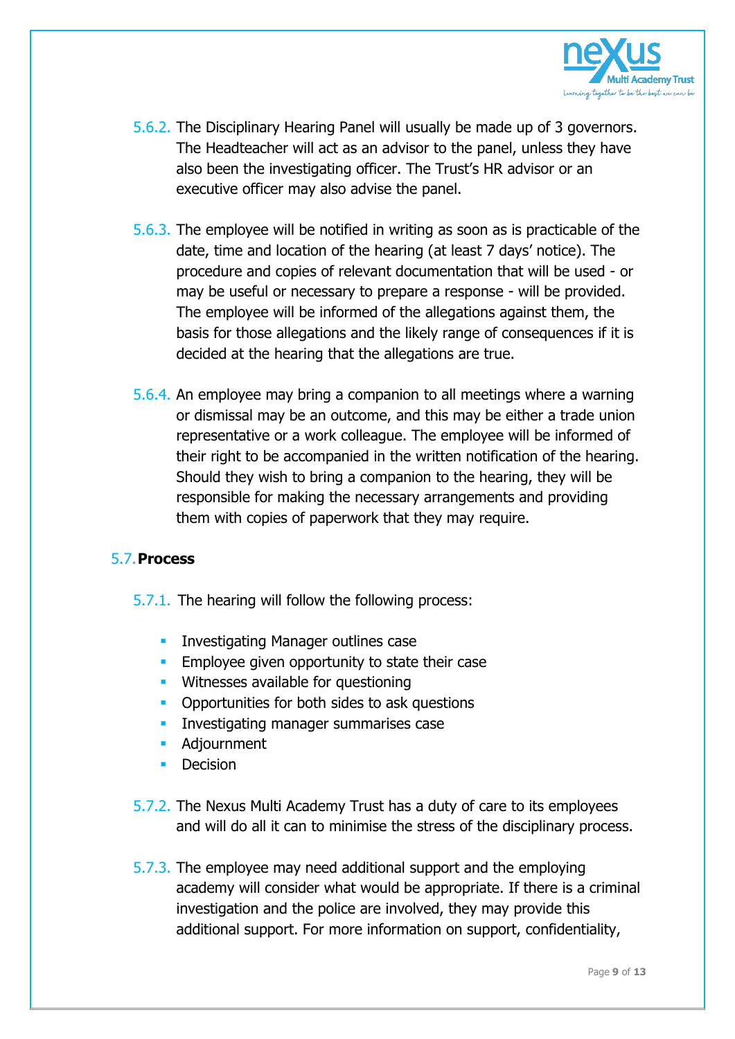5.6.2. The Disciplinary Hearing Panel will usually be made up of 3 governors. The Headteacher will act as an advisor to the panel, unless they have also been the investigating officer. The Trust's HR advisor or an executive officer may also advise the panel.

5.6.3. The employee will be notified in writing as soon as is practicable of the date, time and location of the hearing (at least 7 days' notice). The procedure and copies of relevant documentation that will be used - or may be useful or necessary to prepare a response - will be provided. The employee will be informed of the allegations against them, the basis for those allegations and the likely range of consequences if it is decided at the hearing that the allegations are true.

5.6.4. An employee may bring a companion to all meetings where a warning or dismissal may be an outcome, and this may be either a trade union representative or a work colleague. The employee will be informed of their right to be accompanied in the written notification of the hearing. Should they wish to bring a companion to the hearing, they will be responsible for making the necessary arrangements and providing them with copies of paperwork that they may require.

## 5.7. Process

5.7.1. The hearing will follow the following process:

- Investigating Manager outlines case
- Employee given opportunity to state their case
- Witnesses available for questioning
- Opportunities for both sides to ask questions
- Investigating manager summarises case
- Adjournment
- Decision

5.7.2. The Nexus Multi Academy Trust has a duty of care to its employees and will do all it can to minimise the stress of the disciplinary process.

5.7.3. The employee may need additional support and the employing academy will consider what would be appropriate. If there is a criminal investigation and the police are involved, they may provide this additional support. For more information on support, confidentiality,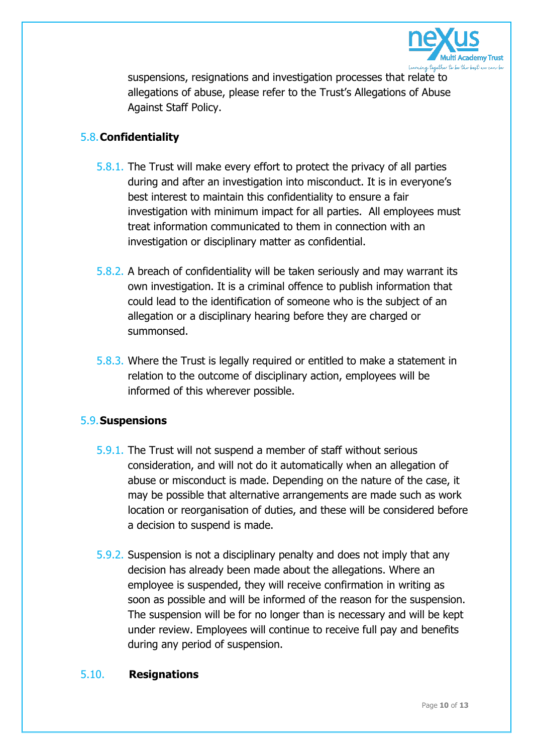suspensions, resignations and investigation processes that relate to allegations of abuse, please refer to the Trust's Allegations of Abuse Against Staff Policy.

## 5.8. Confidentiality

5.8.1. The Trust will make every effort to protect the privacy of all parties during and after an investigation into misconduct. It is in everyone's best interest to maintain this confidentiality to ensure a fair investigation with minimum impact for all parties. All employees must treat information communicated to them in connection with an investigation or disciplinary matter as confidential.

5.8.2. A breach of confidentiality will be taken seriously and may warrant its own investigation. It is a criminal offence to publish information that could lead to the identification of someone who is the subject of an allegation or a disciplinary hearing before they are charged or summonsed.

5.8.3. Where the Trust is legally required or entitled to make a statement in relation to the outcome of disciplinary action, employees will be informed of this wherever possible.

## 5.9. Suspensions

5.9.1. The Trust will not suspend a member of staff without serious consideration, and will not do it automatically when an allegation of abuse or misconduct is made. Depending on the nature of the case, it may be possible that alternative arrangements are made such as work location or reorganisation of duties, and these will be considered before a decision to suspend is made.

5.9.2. Suspension is not a disciplinary penalty and does not imply that any decision has already been made about the allegations. Where an employee is suspended, they will receive confirmation in writing as soon as possible and will be informed of the reason for the suspension. The suspension will be for no longer than is necessary and will be kept under review. Employees will continue to receive full pay and benefits during any period of suspension.

## 5.10. Resignations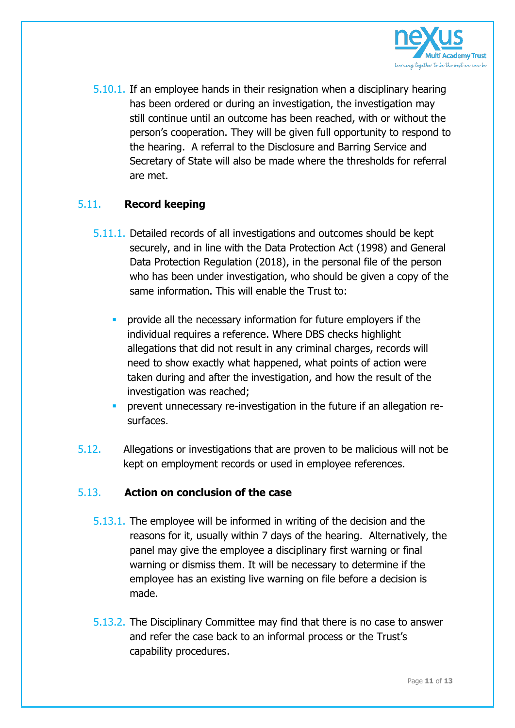5.10.1. If an employee hands in their resignation when a disciplinary hearing has been ordered or during an investigation, the investigation may still continue until an outcome has been reached, with or without the person's cooperation. They will be given full opportunity to respond to the hearing. A referral to the Disclosure and Barring Service and Secretary of State will also be made where the thresholds for referral are met.

## 5.11. Record keeping

5.11.1. Detailed records of all investigations and outcomes should be kept securely, and in line with the Data Protection Act (1998) and General Data Protection Regulation (2018), in the personal file of the person who has been under investigation, who should be given a copy of the same information. This will enable the Trust to:

- provide all the necessary information for future employers if the individual requires a reference. Where DBS checks highlight allegations that did not result in any criminal charges, records will need to show exactly what happened, what points of action were taken during and after the investigation, and how the result of the investigation was reached;
- prevent unnecessary re-investigation in the future if an allegation re-surfaces.

5.12. Allegations or investigations that are proven to be malicious will not be kept on employment records or used in employee references.

## 5.13. Action on conclusion of the case

5.13.1. The employee will be informed in writing of the decision and the reasons for it, usually within 7 days of the hearing. Alternatively, the panel may give the employee a disciplinary first warning or final warning or dismiss them. It will be necessary to determine if the employee has an existing live warning on file before a decision is made.

5.13.2. The Disciplinary Committee may find that there is no case to answer and refer the case back to an informal process or the Trust's capability procedures.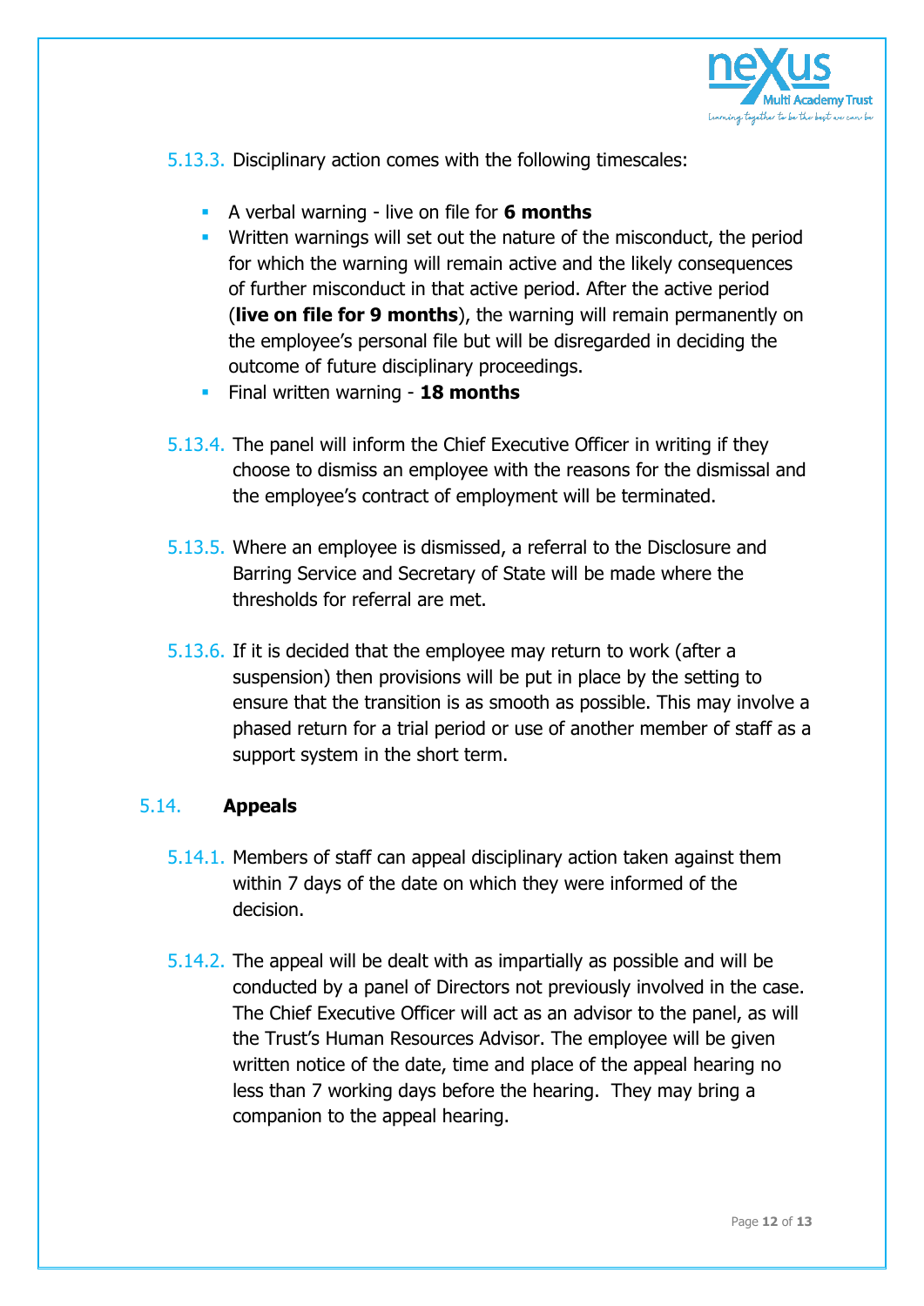5.13.3. Disciplinary action comes with the following timescales:

- A verbal warning - live on file for **6 months**
- Written warnings will set out the nature of the misconduct, the period for which the warning will remain active and the likely consequences of further misconduct in that active period. After the active period (**live on file for 9 months**), the warning will remain permanently on the employee's personal file but will be disregarded in deciding the outcome of future disciplinary proceedings.
- Final written warning - **18 months**

5.13.4. The panel will inform the Chief Executive Officer in writing if they choose to dismiss an employee with the reasons for the dismissal and the employee's contract of employment will be terminated.

5.13.5. Where an employee is dismissed, a referral to the Disclosure and Barring Service and Secretary of State will be made where the thresholds for referral are met.

5.13.6. If it is decided that the employee may return to work (after a suspension) then provisions will be put in place by the setting to ensure that the transition is as smooth as possible. This may involve a phased return for a trial period or use of another member of staff as a support system in the short term.

## 5.14. **Appeals**

5.14.1. Members of staff can appeal disciplinary action taken against them within 7 days of the date on which they were informed of the decision.

5.14.2. The appeal will be dealt with as impartially as possible and will be conducted by a panel of Directors not previously involved in the case. The Chief Executive Officer will act as an advisor to the panel, as will the Trust's Human Resources Advisor. The employee will be given written notice of the date, time and place of the appeal hearing no less than 7 working days before the hearing. They may bring a companion to the appeal hearing.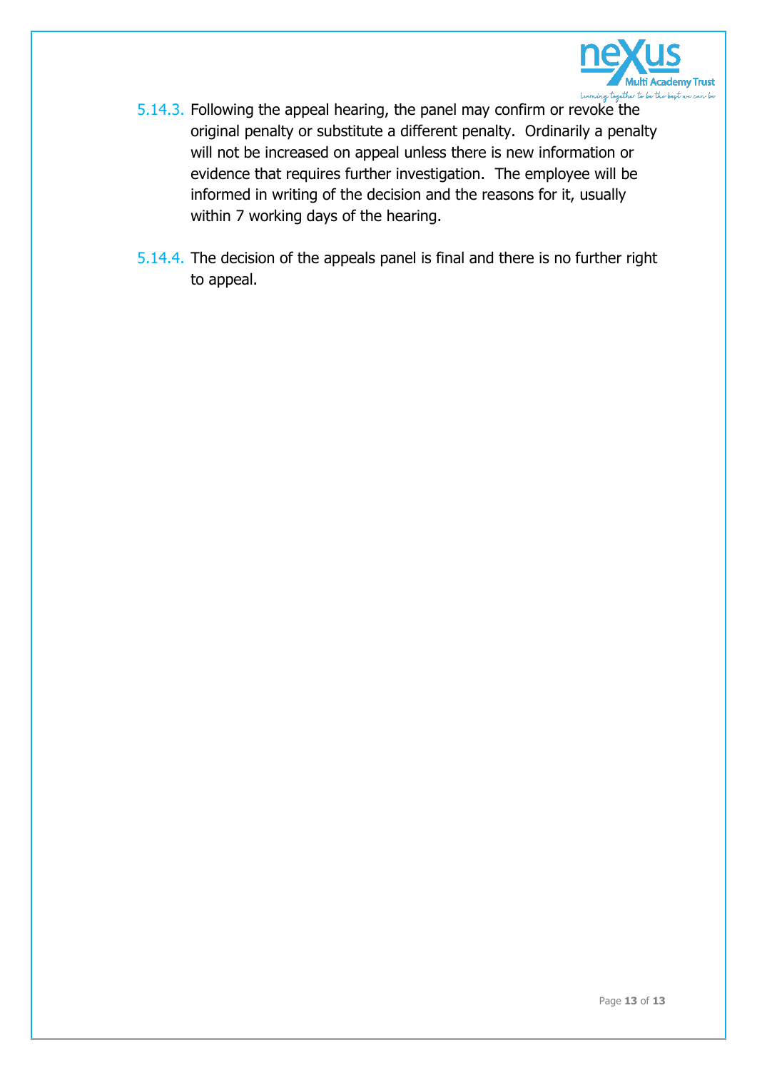5.14.3. Following the appeal hearing, the panel may confirm or revoke the original penalty or substitute a different penalty. Ordinarily a penalty will not be increased on appeal unless there is new information or evidence that requires further investigation. The employee will be informed in writing of the decision and the reasons for it, usually within 7 working days of the hearing.

5.14.4. The decision of the appeals panel is final and there is no further right to appeal.